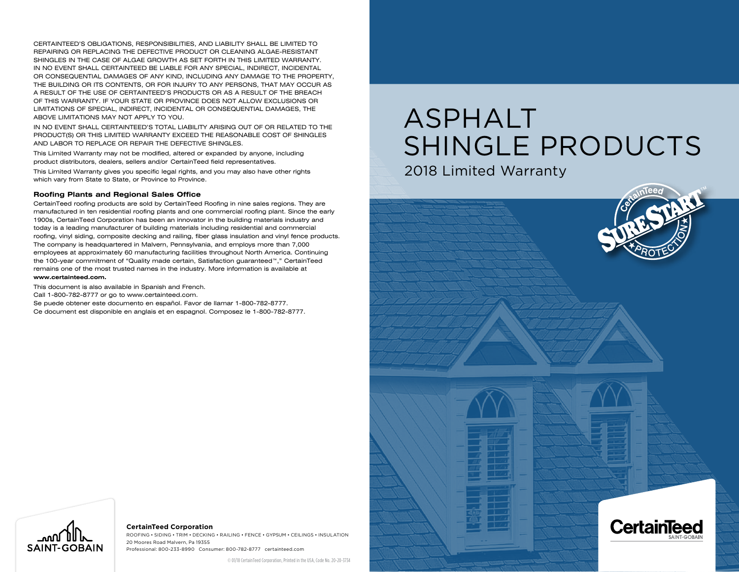CERTAINTEED'S OBLIGATIONS, RESPONSIBILITIES, AND LIABILITY SHALL BE LIMITED TO REPAIRING OR REPLACING THE DEFECTIVE PRODUCT OR CLEANING ALGAE-RESISTANT SHINGLES IN THE CASE OF ALGAE GROWTH AS SET FORTH IN THIS LIMITED WARRANTY. IN NO EVENT SHALL CERTAINTEED BE LIABLE FOR ANY SPECIAL, INDIRECT, INCIDENTAL OR CONSEQUENTIAL DAMAGES OF ANY KIND, INCLUDING ANY DAMAGE TO THE PROPERTY, THE BUILDING OR ITS CONTENTS, OR FOR INJURY TO ANY PERSONS, THAT MAY OCCUR AS A RESULT OF THE USE OF CERTAINTEED'S PRODUCTS OR AS A RESULT OF THE BREACH OF THIS WARRANTY. IF YOUR STATE OR PROVINCE DOES NOT ALLOW EXCLUSIONS OR LIMITATIONS OF SPECIAL, INDIRECT, INCIDENTAL OR CONSEQUENTIAL DAMAGES, THE ABOVE LIMITATIONS MAY NOT APPLY TO YOU.

IN NO EVENT SHALL CERTAINTEED'S TOTAL LIABILITY ARISING OUT OF OR RELATED TO THE PRODUCT(S) OR THIS LIMITED WARRANTY EXCEED THE REASONABLE COST OF SHINGLES AND LABOR TO REPLACE OR REPAIR THE DEFECTIVE SHINGLES.

This Limited Warranty may not be modified, altered or expanded by anyone, including product distributors, dealers, sellers and/or CertainTeed field representatives.

This Limited Warranty gives you specific legal rights, and you may also have other rights which vary from State to State, or Province to Province.

### Roofing Plants and Regional Sales Office

CertainTeed roofing products are sold by CertainTeed Roofing in nine sales regions. They are manufactured in ten residential roofing plants and one commercial roofing plant. Since the early 1900s, CertainTeed Corporation has been an innovator in the building materials industry and today is a leading manufacturer of building materials including residential and commercial roofing, vinyl siding, composite decking and railing, fiber glass insulation and vinyl fence products. The company is headquartered in Malvern, Pennsylvania, and employs more than 7,000 employees at approximately 60 manufacturing facilities throughout North America. Continuing the 100-year commitment of "Quality made certain, Satisfaction guaranteed™," CertainTeed remains one of the most trusted names in the industry. More information is available at **www.certainteed.com.**

This document is also available in Spanish and French.
Call 1-800-782-8777 or go to www.certainteed.com.
Se puede obtener este documento en español. Favor de llamar 1-800-782-8777.
Ce document est disponible en anglais et en espagnol. Composez le 1-800-782-8777.

SAINT-GOBAIN

**CertainTeed Corporation**
ROOFING • SIDING • TRIM • DECKING • RAILING • FENCE • GYPSUM • CEILINGS • INSULATION
20 Moores Road Malvern, Pa 19355
Professional: 800-233-8990 Consumer: 800-782-8777 certainteed.com

© 01/18 CertainTeed Corporation, Printed in the USA, Code No. 20-20-3734

# ASPHALT SHINGLE PRODUCTS

## 2018 Limited Warranty

CertainTeed SURESTART™ PROTECTION

CertainTeed SAINT-GOBAIN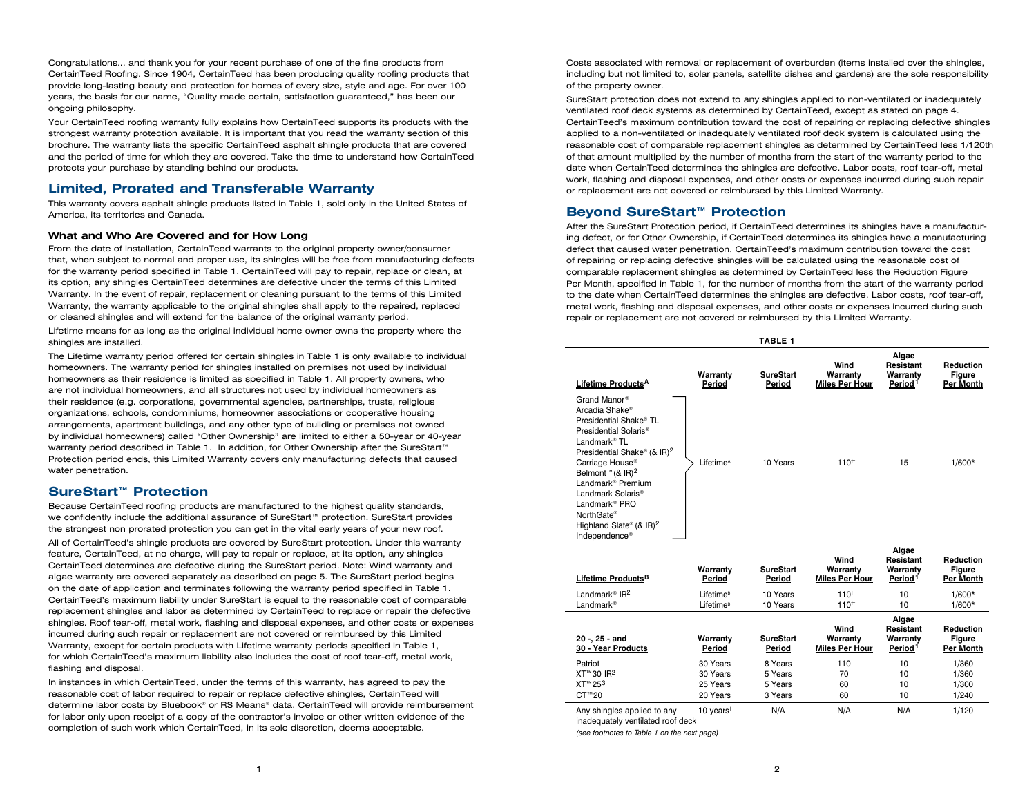Congratulations... and thank you for your recent purchase of one of the fine products from CertainTeed Roofing. Since 1904, CertainTeed has been producing quality roofing products that provide long-lasting beauty and protection for homes of every size, style and age. For over 100 years, the basis for our name, "Quality made certain, satisfaction guaranteed," has been our ongoing philosophy.

Your CertainTeed roofing warranty fully explains how CertainTeed supports its products with the strongest warranty protection available. It is important that you read the warranty section of this brochure. The warranty lists the specific CertainTeed asphalt shingle products that are covered and the period of time for which they are covered. Take the time to understand how CertainTeed protects your purchase by standing behind our products.

## Limited, Prorated and Transferable Warranty

This warranty covers asphalt shingle products listed in Table 1, sold only in the United States of America, its territories and Canada.

### What and Who Are Covered and for How Long

From the date of installation, CertainTeed warrants to the original property owner/consumer that, when subject to normal and proper use, its shingles will be free from manufacturing defects for the warranty period specified in Table 1. CertainTeed will pay to repair, replace or clean, at its option, any shingles CertainTeed determines are defective under the terms of this Limited Warranty. In the event of repair, replacement or cleaning pursuant to the terms of this Limited Warranty, the warranty applicable to the original shingles shall apply to the repaired, replaced or cleaned shingles and will extend for the balance of the original warranty period.

Lifetime means for as long as the original individual home owner owns the property where the shingles are installed.

The Lifetime warranty period offered for certain shingles in Table 1 is only available to individual homeowners. The warranty period for shingles installed on premises not used by individual homeowners as their residence is limited as specified in Table 1. All property owners, who are not individual homeowners, and all structures not used by individual homeowners as their residence (e.g. corporations, governmental agencies, partnerships, trusts, religious organizations, schools, condominiums, homeowner associations or cooperative housing arrangements, apartment buildings, and any other type of building or premises not owned by individual homeowners) called "Other Ownership" are limited to either a 50-year or 40-year warranty period described in Table 1. In addition, for Other Ownership after the SureStart™ Protection period ends, this Limited Warranty covers only manufacturing defects that caused water penetration.

## SureStart™ Protection

Because CertainTeed roofing products are manufactured to the highest quality standards, we confidently include the additional assurance of SureStart™ protection. SureStart provides the strongest non prorated protection you can get in the vital early years of your new roof.

All of CertainTeed's shingle products are covered by SureStart protection. Under this warranty feature, CertainTeed, at no charge, will pay to repair or replace, at its option, any shingles CertainTeed determines are defective during the SureStart period. Note: Wind warranty and algae warranty are covered separately as described on page 5. The SureStart period begins on the date of application and terminates following the warranty period specified in Table 1. CertainTeed's maximum liability under SureStart is equal to the reasonable cost of comparable replacement shingles and labor as determined by CertainTeed to replace or repair the defective shingles. Roof tear-off, metal work, flashing and disposal expenses, and other costs or expenses incurred during such repair or replacement are not covered or reimbursed by this Limited Warranty, except for certain products with Lifetime warranty periods specified in Table 1, for which CertainTeed's maximum liability also includes the cost of roof tear-off, metal work, flashing and disposal.

In instances in which CertainTeed, under the terms of this warranty, has agreed to pay the reasonable cost of labor required to repair or replace defective shingles, CertainTeed will determine labor costs by Bluebook® or RS Means® data. CertainTeed will provide reimbursement for labor only upon receipt of a copy of the contractor's invoice or other written evidence of the completion of such work which CertainTeed, in its sole discretion, deems acceptable.

Costs associated with removal or replacement of overburden (items installed over the shingles, including but not limited to, solar panels, satellite dishes and gardens) are the sole responsibility of the property owner.

SureStart protection does not extend to any shingles applied to non-ventilated or inadequately ventilated roof deck systems as determined by CertainTeed, except as stated on page 4. CertainTeed's maximum contribution toward the cost of repairing or replacing defective shingles applied to a non-ventilated or inadequately ventilated roof deck system is calculated using the reasonable cost of comparable replacement shingles as determined by CertainTeed less 1/120th of that amount multiplied by the number of months from the start of the warranty period to the date when CertainTeed determines the shingles are defective. Labor costs, roof tear-off, metal work, flashing and disposal expenses, and other costs or expenses incurred during such repair or replacement are not covered or reimbursed by this Limited Warranty.

## Beyond SureStart™ Protection

After the SureStart Protection period, if CertainTeed determines its shingles have a manufacturing defect, or for Other Ownership, if CertainTeed determines its shingles have a manufacturing defect that caused water penetration, CertainTeed's maximum contribution toward the cost of repairing or replacing defective shingles will be calculated using the reasonable cost of comparable replacement shingles as determined by CertainTeed less the Reduction Figure Per Month, specified in Table 1, for the number of months from the start of the warranty period to the date when CertainTeed determines the shingles are defective. Labor costs, roof tear-off, metal work, flashing and disposal expenses, and other costs or expenses incurred during such repair or replacement are not covered or reimbursed by this Limited Warranty.

**TABLE 1**

| Lifetime Products[A] | Warranty Period | SureStart Period | Wind Warranty Miles Per Hour | Algae Resistant Warranty Period[†] | Reduction Figure Per Month |
|---|---|---|---|---|---|
| Grand Manor®, Arcadia Shake®, Presidential Shake® TL, Presidential Solaris®, Landmark® TL, Presidential Shake® (& IR)[2], Carriage House®, Belmont™ (& IR)[2], Landmark® Premium, Landmark Solaris®, Landmark® PRO, NorthGate®, Highland Slate® (& IR)[2], Independence® | Lifetime[A] | 10 Years | 110[††] | 15 | 1/600* |

| Lifetime Products[B] | Warranty Period | SureStart Period | Wind Warranty Miles Per Hour | Algae Resistant Warranty Period[†] | Reduction Figure Per Month |
|---|---|---|---|---|---|
| Landmark® IR[2] | Lifetime[B] | 10 Years | 110[††] | 10 | 1/600* |
| Landmark® | Lifetime[B] | 10 Years | 110[††] | 10 | 1/600* |

| 20 -, 25 - and 30 - Year Products | Warranty Period | SureStart Period | Wind Warranty Miles Per Hour | Algae Resistant Warranty Period[†] | Reduction Figure Per Month |
|---|---|---|---|---|---|
| Patriot | 30 Years | 8 Years | 110 | 10 | 1/360 |
| XT™30 IR[2] | 30 Years | 5 Years | 70 | 10 | 1/360 |
| XT™25[3] | 25 Years | 5 Years | 60 | 10 | 1/300 |
| CT™20 | 20 Years | 3 Years | 60 | 10 | 1/240 |
| Any shingles applied to any inadequately ventilated roof deck | 10 years[†] | N/A | N/A | N/A | 1/120 |

*(see footnotes to Table 1 on the next page)*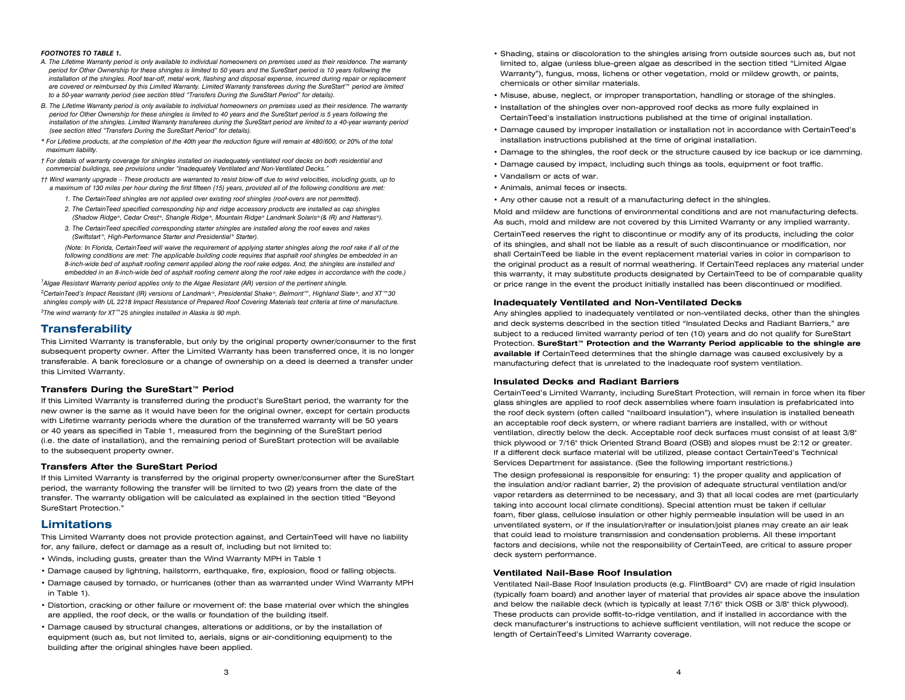***FOOTNOTES TO TABLE 1.***

*A. The Lifetime Warranty period is only available to individual homeowners on premises used as their residence. The warranty period for Other Ownership for these shingles is limited to 50 years and the SureStart period is 10 years following the installation of the shingles. Roof tear-off, metal work, flashing and disposal expense, incurred during repair or replacement are covered or reimbursed by this Limited Warranty. Limited Warranty transferees during the SureStart™ period are limited to a 50-year warranty period (see section titled "Transfers During the SureStart Period" for details).*

*B. The Lifetime Warranty period is only available to individual homeowners on premises used as their residence. The warranty period for Other Ownership for these shingles is limited to 40 years and the SureStart period is 5 years following the installation of the shingles. Limited Warranty transferees during the SureStart period are limited to a 40-year warranty period (see section titled "Transfers During the SureStart Period" for details).*

** For Lifetime products, at the completion of the 40th year the reduction figure will remain at 480/600, or 20% of the total maximum liability.*

*† For details of warranty coverage for shingles installed on inadequately ventilated roof decks on both residential and commercial buildings, see provisions under "Inadequately Ventilated and Non-Ventilated Decks."*

*†† Wind warranty upgrade – These products are warranted to resist blow-off due to wind velocities, including gusts, up to a maximum of 130 miles per hour during the first fifteen (15) years, provided all of the following conditions are met:*

1. *The CertainTeed shingles are not applied over existing roof shingles (roof-overs are not permitted).*
2. *The CertainTeed specified corresponding hip and ridge accessory products are installed as cap shingles (Shadow Ridge®, Cedar Crest®, Shangle Ridge®, Mountain Ridge® Landmark Solaris® (& IR) and Hatteras®).*
3. *The CertainTeed specified corresponding starter shingles are installed along the roof eaves and rakes (Swiftstart®, High-Performance Starter and Presidential® Starter).*

*(Note: In Florida, CertainTeed will waive the requirement of applying starter shingles along the roof rake if all of the following conditions are met: The applicable building code requires that asphalt roof shingles be embedded in an 8-inch-wide bed of asphalt roofing cement applied along the roof rake edges. And, the shingles are installed and embedded in an 8-inch-wide bed of asphalt roofing cement along the roof rake edges in accordance with the code.)*

*[1]Algae Resistant Warranty period applies only to the Algae Resistant (AR) version of the pertinent shingle.*

*[2]CertainTeed's Impact Resistant (IR) versions of Landmark®, Presidential Shake®, Belmont™, Highland Slate®, and XT™30 shingles comply with UL 2218 Impact Resistance of Prepared Roof Covering Materials test criteria at time of manufacture.*

*[3]The wind warranty for XT™25 shingles installed in Alaska is 90 mph.*

## Transferability

This Limited Warranty is transferable, but only by the original property owner/consumer to the first subsequent property owner. After the Limited Warranty has been transferred once, it is no longer transferable. A bank foreclosure or a change of ownership on a deed is deemed a transfer under this Limited Warranty.

### Transfers During the SureStart™ Period

If this Limited Warranty is transferred during the product's SureStart period, the warranty for the new owner is the same as it would have been for the original owner, except for certain products with Lifetime warranty periods where the duration of the transferred warranty will be 50 years or 40 years as specified in Table 1, measured from the beginning of the SureStart period (i.e. the date of installation), and the remaining period of SureStart protection will be available to the subsequent property owner.

### Transfers After the SureStart Period

If this Limited Warranty is transferred by the original property owner/consumer after the SureStart period, the warranty following the transfer will be limited to two (2) years from the date of the transfer. The warranty obligation will be calculated as explained in the section titled "Beyond SureStart Protection."

## Limitations

This Limited Warranty does not provide protection against, and CertainTeed will have no liability for, any failure, defect or damage as a result of, including but not limited to:

- Winds, including gusts, greater than the Wind Warranty MPH in Table 1
- Damage caused by lightning, hailstorm, earthquake, fire, explosion, flood or falling objects.
- Damage caused by tornado, or hurricanes (other than as warranted under Wind Warranty MPH in Table 1).
- Distortion, cracking or other failure or movement of: the base material over which the shingles are applied, the roof deck, or the walls or foundation of the building itself.
- Damage caused by structural changes, alterations or additions, or by the installation of equipment (such as, but not limited to, aerials, signs or air-conditioning equipment) to the building after the original shingles have been applied.
- Shading, stains or discoloration to the shingles arising from outside sources such as, but not limited to, algae (unless blue-green algae as described in the section titled "Limited Algae Warranty"), fungus, moss, lichens or other vegetation, mold or mildew growth, or paints, chemicals or other similar materials.
- Misuse, abuse, neglect, or improper transportation, handling or storage of the shingles.
- Installation of the shingles over non-approved roof decks as more fully explained in CertainTeed's installation instructions published at the time of original installation.
- Damage caused by improper installation or installation not in accordance with CertainTeed's installation instructions published at the time of original installation.
- Damage to the shingles, the roof deck or the structure caused by ice backup or ice damming.
- Damage caused by impact, including such things as tools, equipment or foot traffic.
- Vandalism or acts of war.
- Animals, animal feces or insects.
- Any other cause not a result of a manufacturing defect in the shingles.

Mold and mildew are functions of environmental conditions and are not manufacturing defects. As such, mold and mildew are not covered by this Limited Warranty or any implied warranty.

CertainTeed reserves the right to discontinue or modify any of its products, including the color of its shingles, and shall not be liable as a result of such discontinuance or modification, nor shall CertainTeed be liable in the event replacement material varies in color in comparison to the original product as a result of normal weathering. If CertainTeed replaces any material under this warranty, it may substitute products designated by CertainTeed to be of comparable quality or price range in the event the product initially installed has been discontinued or modified.

### Inadequately Ventilated and Non-Ventilated Decks

Any shingles applied to inadequately ventilated or non-ventilated decks, other than the shingles and deck systems described in the section titled "Insulated Decks and Radiant Barriers," are subject to a reduced limited warranty period of ten (10) years and do not qualify for SureStart Protection. **SureStart™ Protection and the Warranty Period applicable to the shingle are available if** CertainTeed determines that the shingle damage was caused exclusively by a manufacturing defect that is unrelated to the inadequate roof system ventilation.

### Insulated Decks and Radiant Barriers

CertainTeed's Limited Warranty, including SureStart Protection, will remain in force when its fiber glass shingles are applied to roof deck assemblies where foam insulation is prefabricated into the roof deck system (often called "nailboard insulation"), where insulation is installed beneath an acceptable roof deck system, or where radiant barriers are installed, with or without ventilation, directly below the deck. Acceptable roof deck surfaces must consist of at least 3/8" thick plywood or 7/16" thick Oriented Strand Board (OSB) and slopes must be 2:12 or greater. If a different deck surface material will be utilized, please contact CertainTeed's Technical Services Department for assistance. (See the following important restrictions.)

The design professional is responsible for ensuring: 1) the proper quality and application of the insulation and/or radiant barrier, 2) the provision of adequate structural ventilation and/or vapor retarders as determined to be necessary, and 3) that all local codes are met (particularly taking into account local climate conditions). Special attention must be taken if cellular foam, fiber glass, cellulose insulation or other highly permeable insulation will be used in an unventilated system, or if the insulation/rafter or insulation/joist planes may create an air leak that could lead to moisture transmission and condensation problems. All these important factors and decisions, while not the responsibility of CertainTeed, are critical to assure proper deck system performance.

### Ventilated Nail-Base Roof Insulation

Ventilated Nail-Base Roof Insulation products (e.g. FlintBoard® CV) are made of rigid insulation (typically foam board) and another layer of material that provides air space above the insulation and below the nailable deck (which is typically at least 7/16" thick OSB or 3/8" thick plywood). These products can provide soffit-to-ridge ventilation, and if installed in accordance with the deck manufacturer's instructions to achieve sufficient ventilation, will not reduce the scope or length of CertainTeed's Limited Warranty coverage.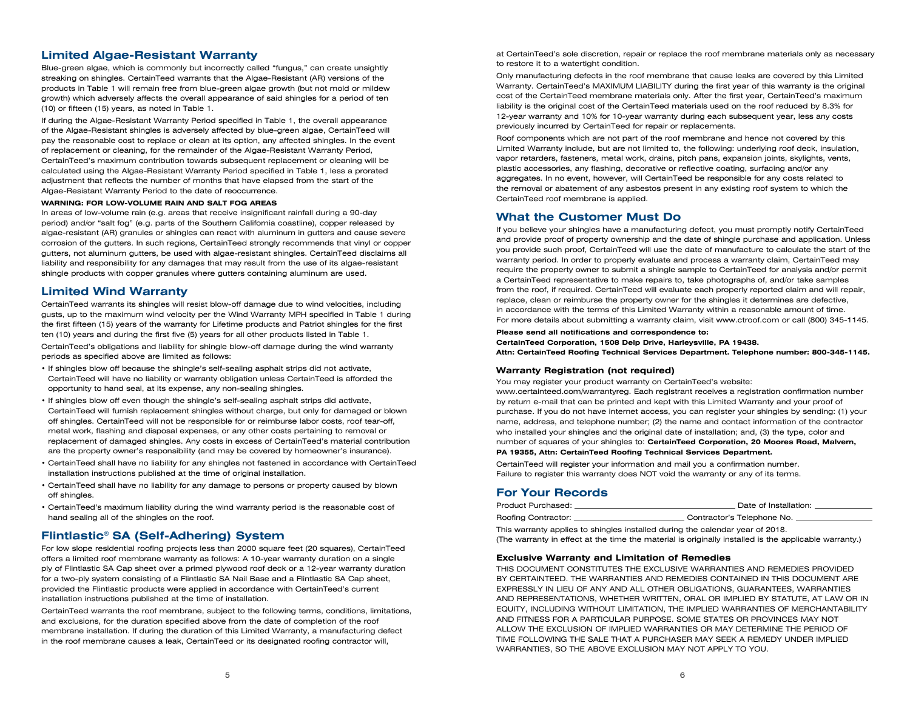## Limited Algae-Resistant Warranty

Blue-green algae, which is commonly but incorrectly called "fungus," can create unsightly streaking on shingles. CertainTeed warrants that the Algae-Resistant (AR) versions of the products in Table 1 will remain free from blue-green algae growth (but not mold or mildew growth) which adversely affects the overall appearance of said shingles for a period of ten (10) or fifteen (15) years, as noted in Table 1.

If during the Algae-Resistant Warranty Period specified in Table 1, the overall appearance of the Algae-Resistant shingles is adversely affected by blue-green algae, CertainTeed will pay the reasonable cost to replace or clean at its option, any affected shingles. In the event of replacement or cleaning, for the remainder of the Algae-Resistant Warranty Period, CertainTeed's maximum contribution towards subsequent replacement or cleaning will be calculated using the Algae-Resistant Warranty Period specified in Table 1, less a prorated adjustment that reflects the number of months that have elapsed from the start of the Algae-Resistant Warranty Period to the date of reoccurrence.

**WARNING: FOR LOW-VOLUME RAIN AND SALT FOG AREAS**

In areas of low-volume rain (e.g. areas that receive insignificant rainfall during a 90-day period) and/or "salt fog" (e.g. parts of the Southern California coastline), copper released by algae-resistant (AR) granules or shingles can react with aluminum in gutters and cause severe corrosion of the gutters. In such regions, CertainTeed strongly recommends that vinyl or copper gutters, not aluminum gutters, be used with algae-resistant shingles. CertainTeed disclaims all liability and responsibility for any damages that may result from the use of its algae-resistant shingle products with copper granules where gutters containing aluminum are used.

## Limited Wind Warranty

CertainTeed warrants its shingles will resist blow-off damage due to wind velocities, including gusts, up to the maximum wind velocity per the Wind Warranty MPH specified in Table 1 during the first fifteen (15) years of the warranty for Lifetime products and Patriot shingles for the first ten (10) years and during the first five (5) years for all other products listed in Table 1.

CertainTeed's obligations and liability for shingle blow-off damage during the wind warranty periods as specified above are limited as follows:

- If shingles blow off because the shingle's self-sealing asphalt strips did not activate, CertainTeed will have no liability or warranty obligation unless CertainTeed is afforded the opportunity to hand seal, at its expense, any non-sealing shingles.
- If shingles blow off even though the shingle's self-sealing asphalt strips did activate, CertainTeed will furnish replacement shingles without charge, but only for damaged or blown off shingles. CertainTeed will not be responsible for or reimburse labor costs, roof tear-off, metal work, flashing and disposal expenses, or any other costs pertaining to removal or replacement of damaged shingles. Any costs in excess of CertainTeed's material contribution are the property owner's responsibility (and may be covered by homeowner's insurance).
- CertainTeed shall have no liability for any shingles not fastened in accordance with CertainTeed installation instructions published at the time of original installation.
- CertainTeed shall have no liability for any damage to persons or property caused by blown off shingles.
- CertainTeed's maximum liability during the wind warranty period is the reasonable cost of hand sealing all of the shingles on the roof.

## Flintlastic® SA (Self-Adhering) System

For low slope residential roofing projects less than 2000 square feet (20 squares), CertainTeed offers a limited roof membrane warranty as follows: A 10-year warranty duration on a single ply of Flintlastic SA Cap sheet over a primed plywood roof deck or a 12-year warranty duration for a two-ply system consisting of a Flintlastic SA Nail Base and a Flintlastic SA Cap sheet, provided the Flintlastic products were applied in accordance with CertainTeed's current installation instructions published at the time of installation.

CertainTeed warrants the roof membrane, subject to the following terms, conditions, limitations, and exclusions, for the duration specified above from the date of completion of the roof membrane installation. If during the duration of this Limited Warranty, a manufacturing defect in the roof membrane causes a leak, CertainTeed or its designated roofing contractor will, at CertainTeed's sole discretion, repair or replace the roof membrane materials only as necessary to restore it to a watertight condition.

Only manufacturing defects in the roof membrane that cause leaks are covered by this Limited Warranty. CertainTeed's MAXIMUM LIABILITY during the first year of this warranty is the original cost of the CertainTeed membrane materials only. After the first year, CertainTeed's maximum liability is the original cost of the CertainTeed materials used on the roof reduced by 8.3% for 12-year warranty and 10% for 10-year warranty during each subsequent year, less any costs previously incurred by CertainTeed for repair or replacements.

Roof components which are not part of the roof membrane and hence not covered by this Limited Warranty include, but are not limited to, the following: underlying roof deck, insulation, vapor retarders, fasteners, metal work, drains, pitch pans, expansion joints, skylights, vents, plastic accessories, any flashing, decorative or reflective coating, surfacing and/or any aggregates. In no event, however, will CertainTeed be responsible for any costs related to the removal or abatement of any asbestos present in any existing roof system to which the CertainTeed roof membrane is applied.

## What the Customer Must Do

If you believe your shingles have a manufacturing defect, you must promptly notify CertainTeed and provide proof of property ownership and the date of shingle purchase and application. Unless you provide such proof, CertainTeed will use the date of manufacture to calculate the start of the warranty period. In order to properly evaluate and process a warranty claim, CertainTeed may require the property owner to submit a shingle sample to CertainTeed for analysis and/or permit a CertainTeed representative to make repairs to, take photographs of, and/or take samples from the roof, if required. CertainTeed will evaluate each properly reported claim and will repair, replace, clean or reimburse the property owner for the shingles it determines are defective, in accordance with the terms of this Limited Warranty within a reasonable amount of time. For more details about submitting a warranty claim, visit www.ctroof.com or call (800) 345-1145.

**Please send all notifications and correspondence to:**
**CertainTeed Corporation, 1508 Delp Drive, Harleysville, PA 19438.**
**Attn: CertainTeed Roofing Technical Services Department. Telephone number: 800-345-1145.**

### Warranty Registration (not required)

You may register your product warranty on CertainTeed's website:
www.certainteed.com/warrantyreg. Each registrant receives a registration confirmation number by return e-mail that can be printed and kept with this Limited Warranty and your proof of purchase. If you do not have internet access, you can register your shingles by sending: (1) your name, address, and telephone number; (2) the name and contact information of the contractor who installed your shingles and the original date of installation; and, (3) the type, color and number of squares of your shingles to: **CertainTeed Corporation, 20 Moores Road, Malvern, PA 19355, Attn: CertainTeed Roofing Technical Services Department.**

CertainTeed will register your information and mail you a confirmation number.
Failure to register this warranty does NOT void the warranty or any of its terms.

## For Your Records

Product Purchased: ______________________ Date of Installation: ____________

Roofing Contractor: ______________________ Contractor's Telephone No. ____________

This warranty applies to shingles installed during the calendar year of 2018.
(The warranty in effect at the time the material is originally installed is the applicable warranty.)

### Exclusive Warranty and Limitation of Remedies

THIS DOCUMENT CONSTITUTES THE EXCLUSIVE WARRANTIES AND REMEDIES PROVIDED BY CERTAINTEED. THE WARRANTIES AND REMEDIES CONTAINED IN THIS DOCUMENT ARE EXPRESSLY IN LIEU OF ANY AND ALL OTHER OBLIGATIONS, GUARANTEES, WARRANTIES AND REPRESENTATIONS, WHETHER WRITTEN, ORAL OR IMPLIED BY STATUTE, AT LAW OR IN EQUITY, INCLUDING WITHOUT LIMITATION, THE IMPLIED WARRANTIES OF MERCHANTABILITY AND FITNESS FOR A PARTICULAR PURPOSE. SOME STATES OR PROVINCES MAY NOT ALLOW THE EXCLUSION OF IMPLIED WARRANTIES OR MAY DETERMINE THE PERIOD OF TIME FOLLOWING THE SALE THAT A PURCHASER MAY SEEK A REMEDY UNDER IMPLIED WARRANTIES, SO THE ABOVE EXCLUSION MAY NOT APPLY TO YOU.